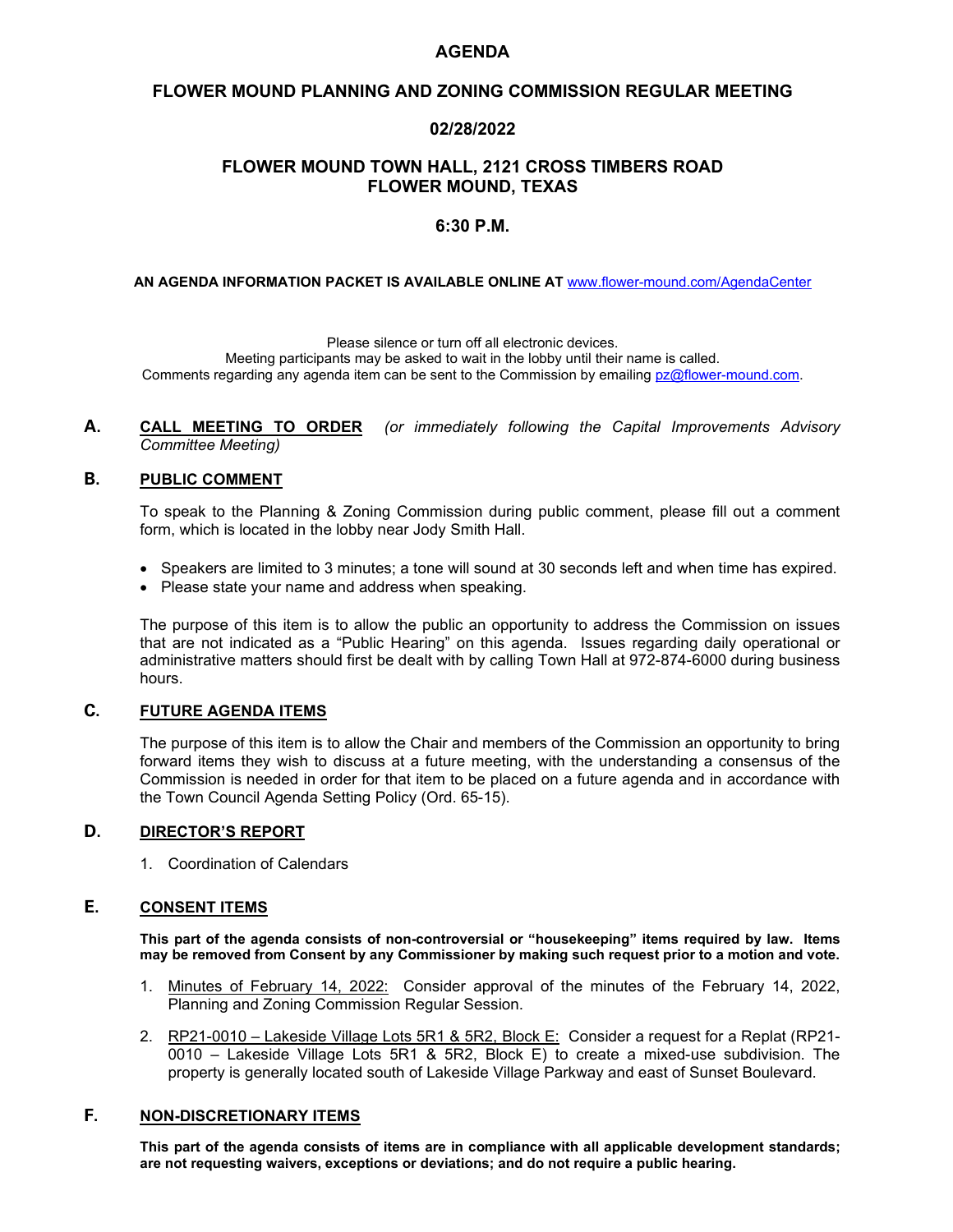# AGENDA

## FLOWER MOUND PLANNING AND ZONING COMMISSION REGULAR MEETING

## 02/28/2022

## FLOWER MOUND TOWN HALL, 2121 CROSS TIMBERS ROAD
## FLOWER MOUND, TEXAS

## 6:30 P.M.

**AN AGENDA INFORMATION PACKET IS AVAILABLE ONLINE AT** [www.flower-mound.com/AgendaCenter](www.flower-mound.com/AgendaCenter)

Please silence or turn off all electronic devices.
Meeting participants may be asked to wait in the lobby until their name is called.
Comments regarding any agenda item can be sent to the Commission by emailing [pz@flower-mound.com](mailto:pz@flower-mound.com).

### A. CALL MEETING TO ORDER *(or immediately following the Capital Improvements Advisory Committee Meeting)*

### B. PUBLIC COMMENT

To speak to the Planning & Zoning Commission during public comment, please fill out a comment form, which is located in the lobby near Jody Smith Hall.

- Speakers are limited to 3 minutes; a tone will sound at 30 seconds left and when time has expired.
- Please state your name and address when speaking.

The purpose of this item is to allow the public an opportunity to address the Commission on issues that are not indicated as a "Public Hearing" on this agenda. Issues regarding daily operational or administrative matters should first be dealt with by calling Town Hall at 972-874-6000 during business hours.

### C. FUTURE AGENDA ITEMS

The purpose of this item is to allow the Chair and members of the Commission an opportunity to bring forward items they wish to discuss at a future meeting, with the understanding a consensus of the Commission is needed in order for that item to be placed on a future agenda and in accordance with the Town Council Agenda Setting Policy (Ord. 65-15).

### D. DIRECTOR'S REPORT

1. Coordination of Calendars

### E. CONSENT ITEMS

**This part of the agenda consists of non-controversial or "housekeeping" items required by law. Items may be removed from Consent by any Commissioner by making such request prior to a motion and vote.**

1. Minutes of February 14, 2022: Consider approval of the minutes of the February 14, 2022, Planning and Zoning Commission Regular Session.

2. RP21-0010 – Lakeside Village Lots 5R1 & 5R2, Block E: Consider a request for a Replat (RP21-0010 – Lakeside Village Lots 5R1 & 5R2, Block E) to create a mixed-use subdivision. The property is generally located south of Lakeside Village Parkway and east of Sunset Boulevard.

### F. NON-DISCRETIONARY ITEMS

**This part of the agenda consists of items are in compliance with all applicable development standards; are not requesting waivers, exceptions or deviations; and do not require a public hearing.**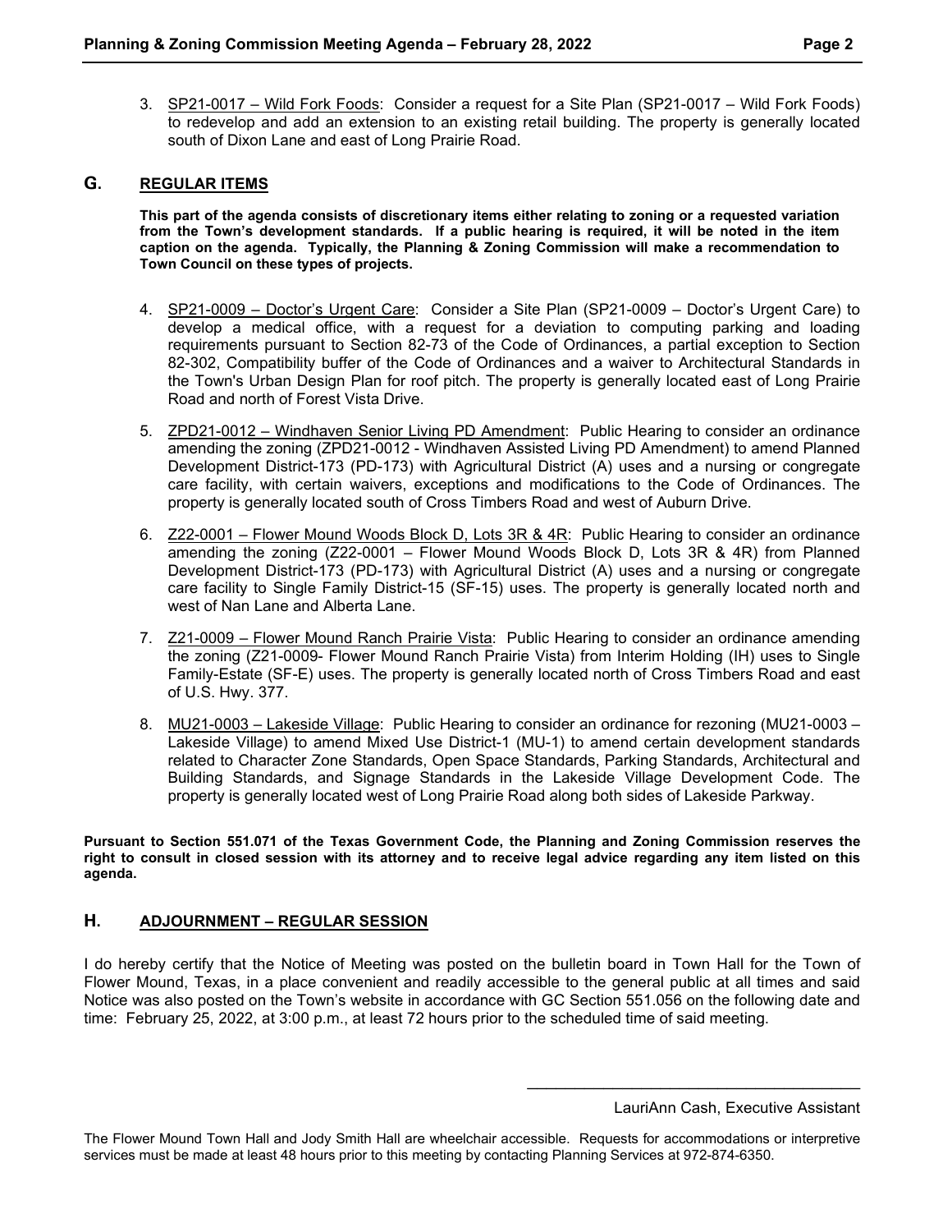3. SP21-0017 – Wild Fork Foods: Consider a request for a Site Plan (SP21-0017 – Wild Fork Foods) to redevelop and add an extension to an existing retail building. The property is generally located south of Dixon Lane and east of Long Prairie Road.

## G. REGULAR ITEMS

**This part of the agenda consists of discretionary items either relating to zoning or a requested variation from the Town's development standards. If a public hearing is required, it will be noted in the item caption on the agenda. Typically, the Planning & Zoning Commission will make a recommendation to Town Council on these types of projects.**

4. SP21-0009 – Doctor's Urgent Care: Consider a Site Plan (SP21-0009 – Doctor's Urgent Care) to develop a medical office, with a request for a deviation to computing parking and loading requirements pursuant to Section 82-73 of the Code of Ordinances, a partial exception to Section 82-302, Compatibility buffer of the Code of Ordinances and a waiver to Architectural Standards in the Town's Urban Design Plan for roof pitch. The property is generally located east of Long Prairie Road and north of Forest Vista Drive.

5. ZPD21-0012 – Windhaven Senior Living PD Amendment: Public Hearing to consider an ordinance amending the zoning (ZPD21-0012 - Windhaven Assisted Living PD Amendment) to amend Planned Development District-173 (PD-173) with Agricultural District (A) uses and a nursing or congregate care facility, with certain waivers, exceptions and modifications to the Code of Ordinances. The property is generally located south of Cross Timbers Road and west of Auburn Drive.

6. Z22-0001 – Flower Mound Woods Block D, Lots 3R & 4R: Public Hearing to consider an ordinance amending the zoning (Z22-0001 – Flower Mound Woods Block D, Lots 3R & 4R) from Planned Development District-173 (PD-173) with Agricultural District (A) uses and a nursing or congregate care facility to Single Family District-15 (SF-15) uses. The property is generally located north and west of Nan Lane and Alberta Lane.

7. Z21-0009 – Flower Mound Ranch Prairie Vista: Public Hearing to consider an ordinance amending the zoning (Z21-0009- Flower Mound Ranch Prairie Vista) from Interim Holding (IH) uses to Single Family-Estate (SF-E) uses. The property is generally located north of Cross Timbers Road and east of U.S. Hwy. 377.

8. MU21-0003 – Lakeside Village: Public Hearing to consider an ordinance for rezoning (MU21-0003 – Lakeside Village) to amend Mixed Use District-1 (MU-1) to amend certain development standards related to Character Zone Standards, Open Space Standards, Parking Standards, Architectural and Building Standards, and Signage Standards in the Lakeside Village Development Code. The property is generally located west of Long Prairie Road along both sides of Lakeside Parkway.

**Pursuant to Section 551.071 of the Texas Government Code, the Planning and Zoning Commission reserves the right to consult in closed session with its attorney and to receive legal advice regarding any item listed on this agenda.**

## H. ADJOURNMENT – REGULAR SESSION

I do hereby certify that the Notice of Meeting was posted on the bulletin board in Town Hall for the Town of Flower Mound, Texas, in a place convenient and readily accessible to the general public at all times and said Notice was also posted on the Town's website in accordance with GC Section 551.056 on the following date and time: February 25, 2022, at 3:00 p.m., at least 72 hours prior to the scheduled time of said meeting.

_______________________________________

LauriAnn Cash, Executive Assistant

The Flower Mound Town Hall and Jody Smith Hall are wheelchair accessible. Requests for accommodations or interpretive services must be made at least 48 hours prior to this meeting by contacting Planning Services at 972-874-6350.